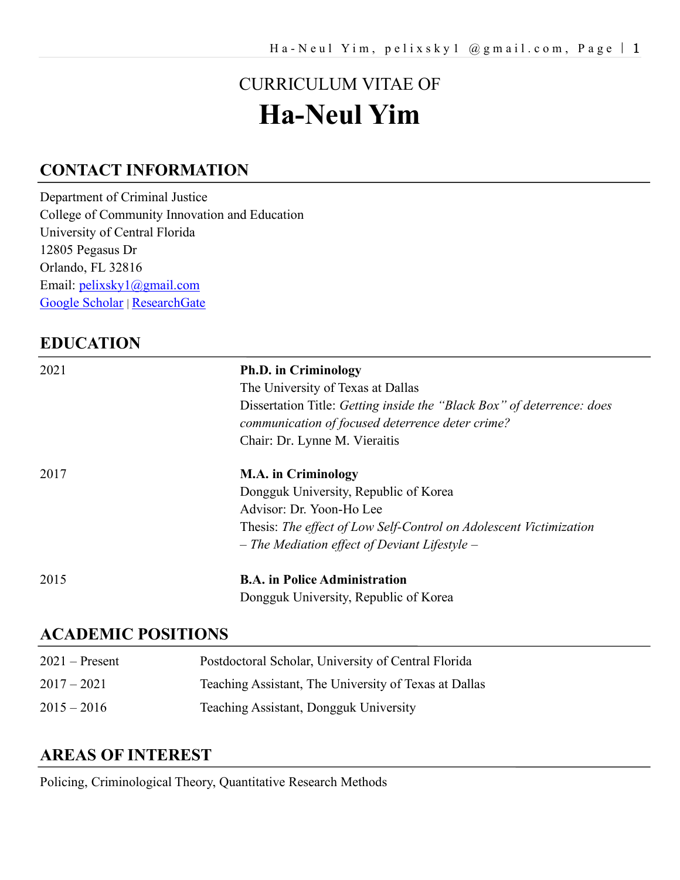CURRICULUM VITAE OF

# Ha-Neul Yim

## CONTACT INFORMATION

Department of Criminal Justice
College of Community Innovation and Education
University of Central Florida
12805 Pegasus Dr
Orlando, FL 32816
Email: pelixsky1@gmail.com
Google Scholar | ResearchGate

## EDUCATION

2021 — **Ph.D. in Criminology**
The University of Texas at Dallas
Dissertation Title: *Getting inside the "Black Box" of deterrence: does communication of focused deterrence deter crime?*
Chair: Dr. Lynne M. Vieraitis

2017 — **M.A. in Criminology**
Dongguk University, Republic of Korea
Advisor: Dr. Yoon-Ho Lee
Thesis: *The effect of Low Self-Control on Adolescent Victimization – The Mediation effect of Deviant Lifestyle –*

2015 — **B.A. in Police Administration**
Dongguk University, Republic of Korea

## ACADEMIC POSITIONS

| | |
|---|---|
| 2021 – Present | Postdoctoral Scholar, University of Central Florida |
| 2017 – 2021 | Teaching Assistant, The University of Texas at Dallas |
| 2015 – 2016 | Teaching Assistant, Dongguk University |

## AREAS OF INTEREST

Policing, Criminological Theory, Quantitative Research Methods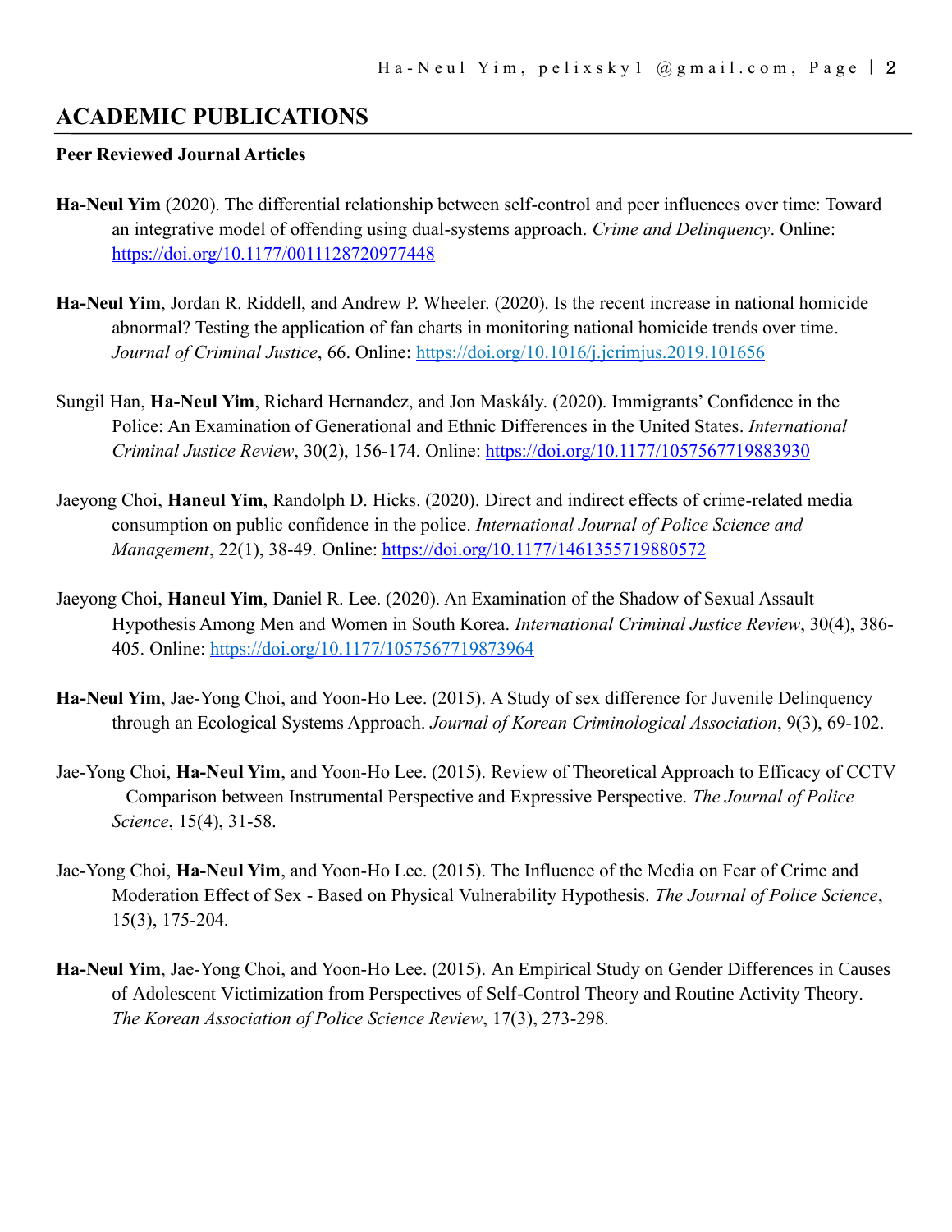## ACADEMIC PUBLICATIONS

**Peer Reviewed Journal Articles**

**Ha-Neul Yim** (2020). The differential relationship between self-control and peer influences over time: Toward an integrative model of offending using dual-systems approach. *Crime and Delinquency*. Online: https://doi.org/10.1177/0011128720977448

**Ha-Neul Yim**, Jordan R. Riddell, and Andrew P. Wheeler. (2020). Is the recent increase in national homicide abnormal? Testing the application of fan charts in monitoring national homicide trends over time. *Journal of Criminal Justice*, 66. Online: https://doi.org/10.1016/j.jcrimjus.2019.101656

Sungil Han, **Ha-Neul Yim**, Richard Hernandez, and Jon Maskály. (2020). Immigrants' Confidence in the Police: An Examination of Generational and Ethnic Differences in the United States. *International Criminal Justice Review*, 30(2), 156-174. Online: https://doi.org/10.1177/1057567719883930

Jaeyong Choi, **Haneul Yim**, Randolph D. Hicks. (2020). Direct and indirect effects of crime-related media consumption on public confidence in the police. *International Journal of Police Science and Management*, 22(1), 38-49. Online: https://doi.org/10.1177/1461355719880572

Jaeyong Choi, **Haneul Yim**, Daniel R. Lee. (2020). An Examination of the Shadow of Sexual Assault Hypothesis Among Men and Women in South Korea. *International Criminal Justice Review*, 30(4), 386-405. Online: https://doi.org/10.1177/1057567719873964

**Ha-Neul Yim**, Jae-Yong Choi, and Yoon-Ho Lee. (2015). A Study of sex difference for Juvenile Delinquency through an Ecological Systems Approach. *Journal of Korean Criminological Association*, 9(3), 69-102.

Jae-Yong Choi, **Ha-Neul Yim**, and Yoon-Ho Lee. (2015). Review of Theoretical Approach to Efficacy of CCTV – Comparison between Instrumental Perspective and Expressive Perspective. *The Journal of Police Science*, 15(4), 31-58.

Jae-Yong Choi, **Ha-Neul Yim**, and Yoon-Ho Lee. (2015). The Influence of the Media on Fear of Crime and Moderation Effect of Sex - Based on Physical Vulnerability Hypothesis. *The Journal of Police Science*, 15(3), 175-204.

**Ha-Neul Yim**, Jae-Yong Choi, and Yoon-Ho Lee. (2015). An Empirical Study on Gender Differences in Causes of Adolescent Victimization from Perspectives of Self-Control Theory and Routine Activity Theory. *The Korean Association of Police Science Review*, 17(3), 273-298.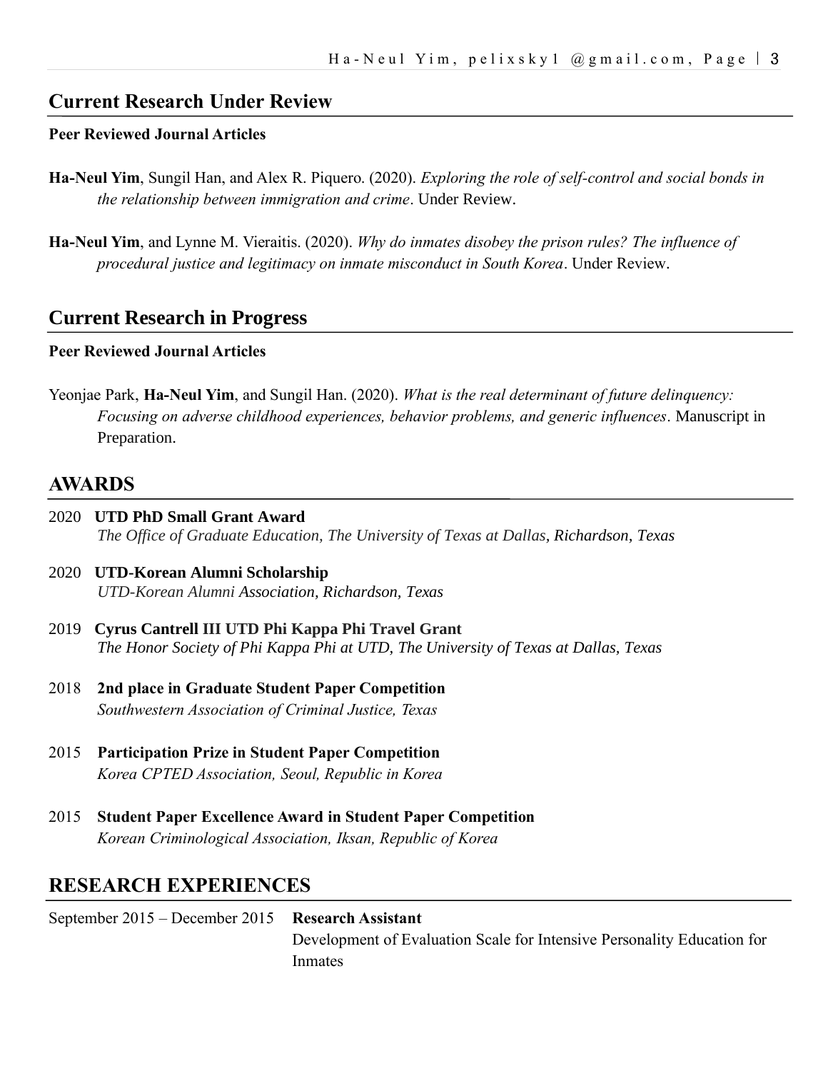## Current Research Under Review

### Peer Reviewed Journal Articles

**Ha-Neul Yim**, Sungil Han, and Alex R. Piquero. (2020). *Exploring the role of self-control and social bonds in the relationship between immigration and crime*. Under Review.

**Ha-Neul Yim**, and Lynne M. Vieraitis. (2020). *Why do inmates disobey the prison rules? The influence of procedural justice and legitimacy on inmate misconduct in South Korea*. Under Review.

## Current Research in Progress

### Peer Reviewed Journal Articles

Yeonjae Park, **Ha-Neul Yim**, and Sungil Han. (2020). *What is the real determinant of future delinquency: Focusing on adverse childhood experiences, behavior problems, and generic influences*. Manuscript in Preparation.

## AWARDS

2020 **UTD PhD Small Grant Award**
*The Office of Graduate Education, The University of Texas at Dallas, Richardson, Texas*

2020 **UTD-Korean Alumni Scholarship**
*UTD-Korean Alumni Association, Richardson, Texas*

2019 **Cyrus Cantrell III UTD Phi Kappa Phi Travel Grant**
*The Honor Society of Phi Kappa Phi at UTD, The University of Texas at Dallas, Texas*

2018 **2nd place in Graduate Student Paper Competition**
*Southwestern Association of Criminal Justice, Texas*

2015 **Participation Prize in Student Paper Competition**
*Korea CPTED Association, Seoul, Republic in Korea*

2015 **Student Paper Excellence Award in Student Paper Competition**
*Korean Criminological Association, Iksan, Republic of Korea*

## RESEARCH EXPERIENCES

September 2015 – December 2015 **Research Assistant**
Development of Evaluation Scale for Intensive Personality Education for Inmates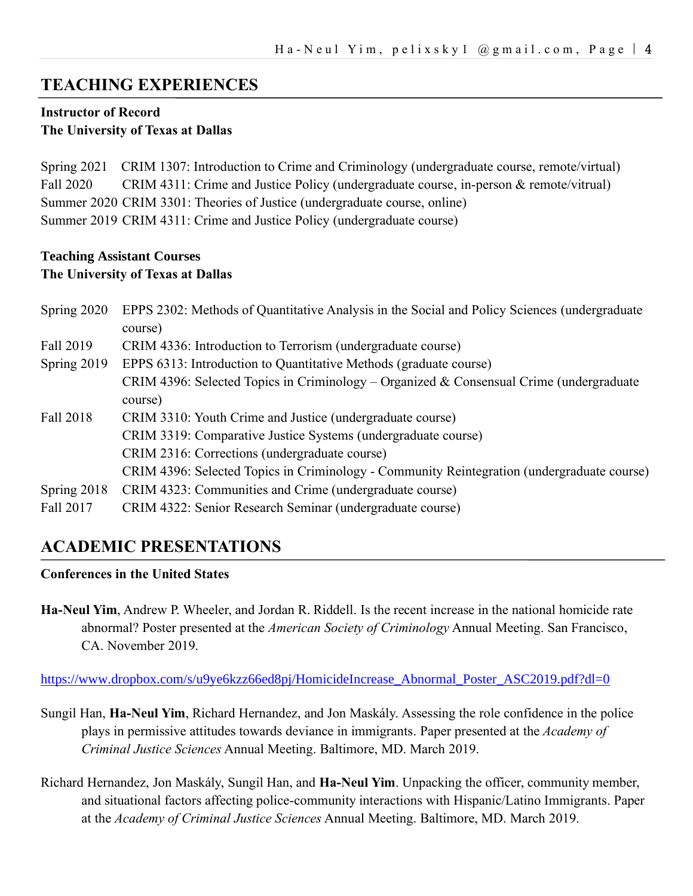## TEACHING EXPERIENCES

**Instructor of Record**
**The University of Texas at Dallas**

Spring 2021 CRIM 1307: Introduction to Crime and Criminology (undergraduate course, remote/virtual)
Fall 2020 CRIM 4311: Crime and Justice Policy (undergraduate course, in-person & remote/vitrual)
Summer 2020 CRIM 3301: Theories of Justice (undergraduate course, online)
Summer 2019 CRIM 4311: Crime and Justice Policy (undergraduate course)

**Teaching Assistant Courses**
**The University of Texas at Dallas**

Spring 2020 EPPS 2302: Methods of Quantitative Analysis in the Social and Policy Sciences (undergraduate course)
Fall 2019 CRIM 4336: Introduction to Terrorism (undergraduate course)
Spring 2019 EPPS 6313: Introduction to Quantitative Methods (graduate course)
CRIM 4396: Selected Topics in Criminology – Organized & Consensual Crime (undergraduate course)
Fall 2018 CRIM 3310: Youth Crime and Justice (undergraduate course)
CRIM 3319: Comparative Justice Systems (undergraduate course)
CRIM 2316: Corrections (undergraduate course)
CRIM 4396: Selected Topics in Criminology - Community Reintegration (undergraduate course)
Spring 2018 CRIM 4323: Communities and Crime (undergraduate course)
Fall 2017 CRIM 4322: Senior Research Seminar (undergraduate course)

## ACADEMIC PRESENTATIONS

**Conferences in the United States**

**Ha-Neul Yim**, Andrew P. Wheeler, and Jordan R. Riddell. Is the recent increase in the national homicide rate abnormal? Poster presented at the *American Society of Criminology* Annual Meeting. San Francisco, CA. November 2019.

https://www.dropbox.com/s/u9ye6kzz66ed8pj/HomicideIncrease_Abnormal_Poster_ASC2019.pdf?dl=0

Sungil Han, **Ha-Neul Yim**, Richard Hernandez, and Jon Maskály. Assessing the role confidence in the police plays in permissive attitudes towards deviance in immigrants. Paper presented at the *Academy of Criminal Justice Sciences* Annual Meeting. Baltimore, MD. March 2019.

Richard Hernandez, Jon Maskály, Sungil Han, and **Ha-Neul Yim**. Unpacking the officer, community member, and situational factors affecting police-community interactions with Hispanic/Latino Immigrants. Paper at the *Academy of Criminal Justice Sciences* Annual Meeting. Baltimore, MD. March 2019.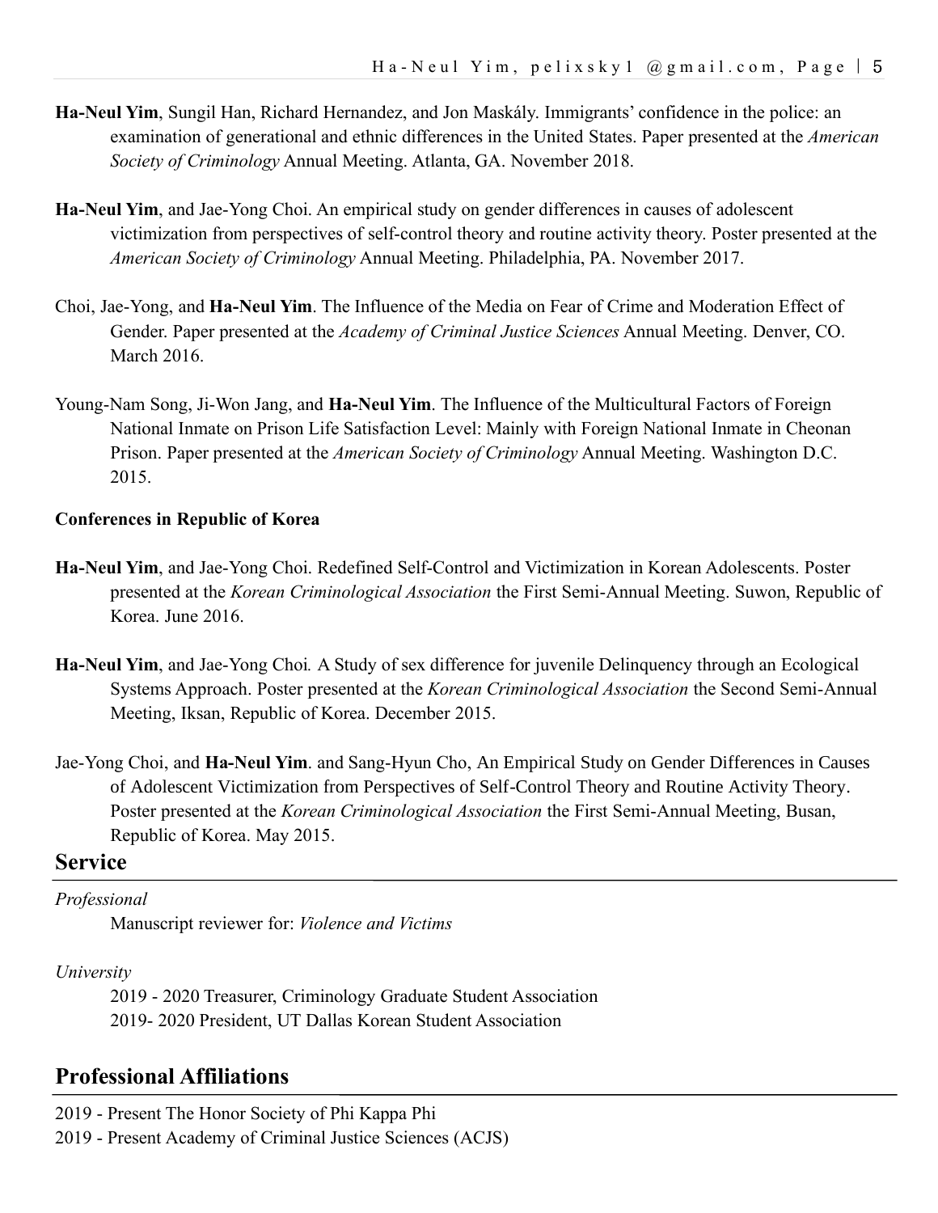**Ha-Neul Yim**, Sungil Han, Richard Hernandez, and Jon Maskály. Immigrants' confidence in the police: an examination of generational and ethnic differences in the United States. Paper presented at the *American Society of Criminology* Annual Meeting. Atlanta, GA. November 2018.

**Ha-Neul Yim**, and Jae-Yong Choi. An empirical study on gender differences in causes of adolescent victimization from perspectives of self-control theory and routine activity theory. Poster presented at the *American Society of Criminology* Annual Meeting. Philadelphia, PA. November 2017.

Choi, Jae-Yong, and **Ha-Neul Yim**. The Influence of the Media on Fear of Crime and Moderation Effect of Gender. Paper presented at the *Academy of Criminal Justice Sciences* Annual Meeting. Denver, CO. March 2016.

Young-Nam Song, Ji-Won Jang, and **Ha-Neul Yim**. The Influence of the Multicultural Factors of Foreign National Inmate on Prison Life Satisfaction Level: Mainly with Foreign National Inmate in Cheonan Prison. Paper presented at the *American Society of Criminology* Annual Meeting. Washington D.C. 2015.

**Conferences in Republic of Korea**

**Ha-Neul Yim**, and Jae-Yong Choi. Redefined Self-Control and Victimization in Korean Adolescents. Poster presented at the *Korean Criminological Association* the First Semi-Annual Meeting. Suwon, Republic of Korea. June 2016.

**Ha-Neul Yim**, and Jae-Yong Choi*.* A Study of sex difference for juvenile Delinquency through an Ecological Systems Approach. Poster presented at the *Korean Criminological Association* the Second Semi-Annual Meeting, Iksan, Republic of Korea. December 2015.

Jae-Yong Choi, and **Ha-Neul Yim**. and Sang-Hyun Cho, An Empirical Study on Gender Differences in Causes of Adolescent Victimization from Perspectives of Self-Control Theory and Routine Activity Theory. Poster presented at the *Korean Criminological Association* the First Semi-Annual Meeting, Busan, Republic of Korea. May 2015.

## Service

*Professional*

Manuscript reviewer for: *Violence and Victims*

*University*

2019 - 2020 Treasurer, Criminology Graduate Student Association
2019- 2020 President, UT Dallas Korean Student Association

## Professional Affiliations

2019 - Present The Honor Society of Phi Kappa Phi
2019 - Present Academy of Criminal Justice Sciences (ACJS)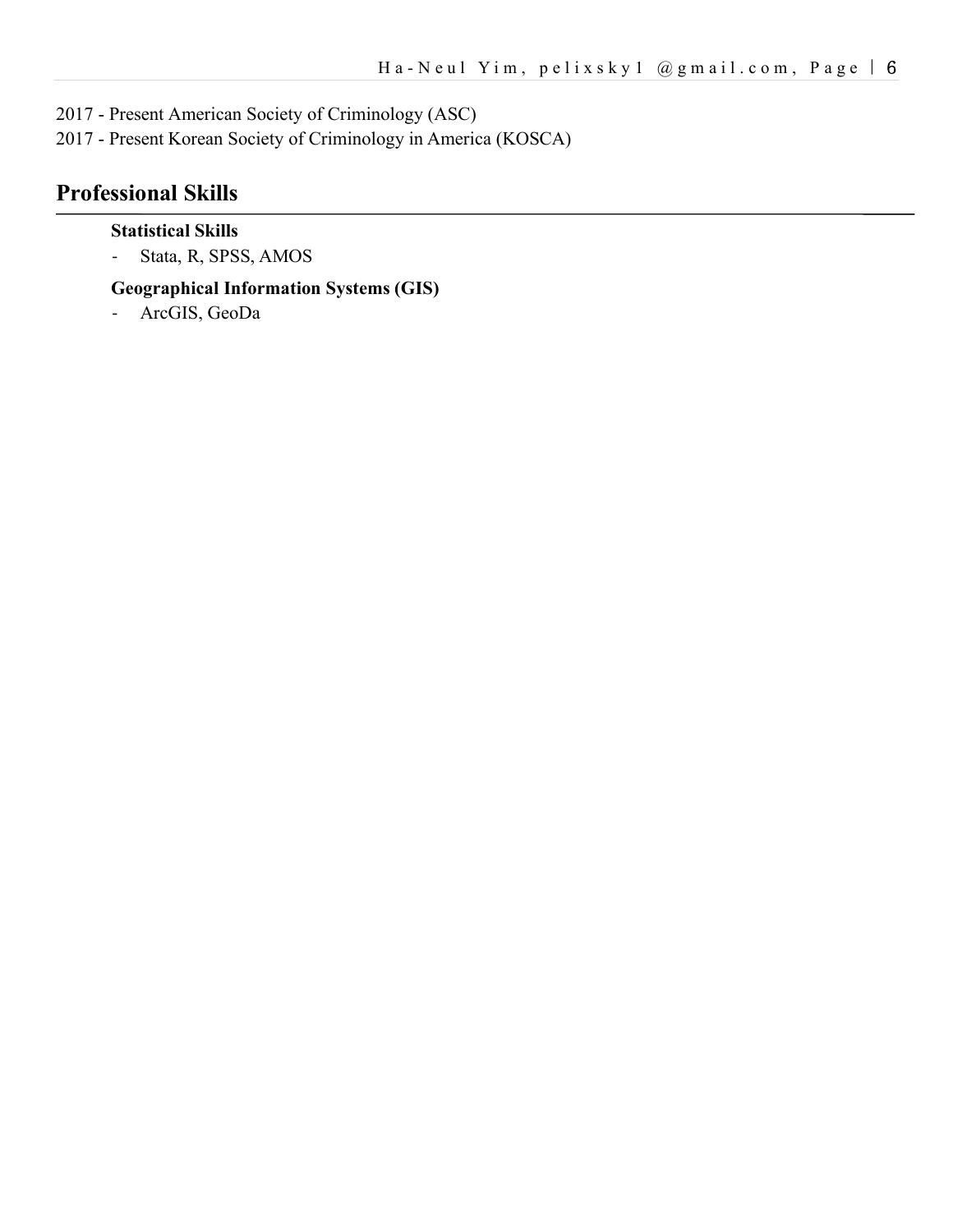2017 - Present American Society of Criminology (ASC)
2017 - Present Korean Society of Criminology in America (KOSCA)

## Professional Skills

**Statistical Skills**

- Stata, R, SPSS, AMOS

**Geographical Information Systems (GIS)**

- ArcGIS, GeoDa